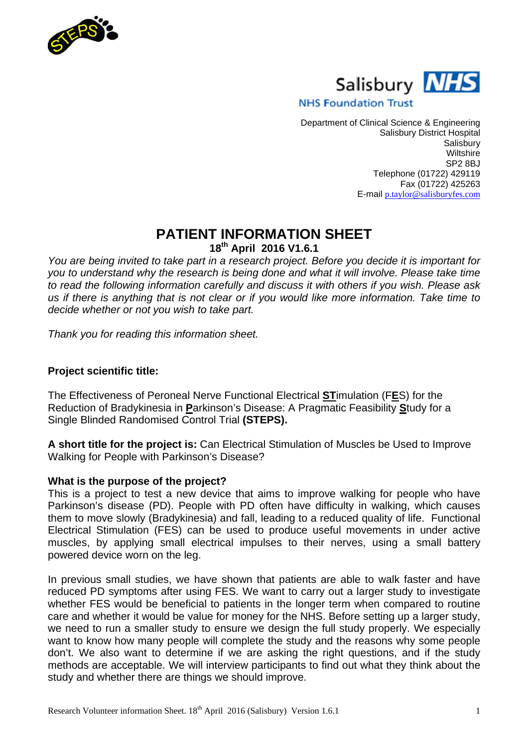Salisbury NHS
NHS Foundation Trust

Department of Clinical Science & Engineering
Salisbury District Hospital
Salisbury
Wiltshire
SP2 8BJ
Telephone (01722) 429119
Fax (01722) 425263
E-mail p.taylor@salisburyfes.com

# PATIENT INFORMATION SHEET

**18th April 2016 V1.6.1**

*You are being invited to take part in a research project. Before you decide it is important for you to understand why the research is being done and what it will involve. Please take time to read the following information carefully and discuss it with others if you wish. Please ask us if there is anything that is not clear or if you would like more information. Take time to decide whether or not you wish to take part.*

*Thank you for reading this information sheet.*

**Project scientific title:**

The Effectiveness of Peroneal Nerve Functional Electrical **ST**imulation (F**E**S) for the Reduction of Bradykinesia in **P**arkinson's Disease: A Pragmatic Feasibility **S**tudy for a Single Blinded Randomised Control Trial **(STEPS).**

**A short title for the project is:** Can Electrical Stimulation of Muscles be Used to Improve Walking for People with Parkinson's Disease?

**What is the purpose of the project?**

This is a project to test a new device that aims to improve walking for people who have Parkinson's disease (PD). People with PD often have difficulty in walking, which causes them to move slowly (Bradykinesia) and fall, leading to a reduced quality of life. Functional Electrical Stimulation (FES) can be used to produce useful movements in under active muscles, by applying small electrical impulses to their nerves, using a small battery powered device worn on the leg.

In previous small studies, we have shown that patients are able to walk faster and have reduced PD symptoms after using FES. We want to carry out a larger study to investigate whether FES would be beneficial to patients in the longer term when compared to routine care and whether it would be value for money for the NHS. Before setting up a larger study, we need to run a smaller study to ensure we design the full study properly. We especially want to know how many people will complete the study and the reasons why some people don't. We also want to determine if we are asking the right questions, and if the study methods are acceptable. We will interview participants to find out what they think about the study and whether there are things we should improve.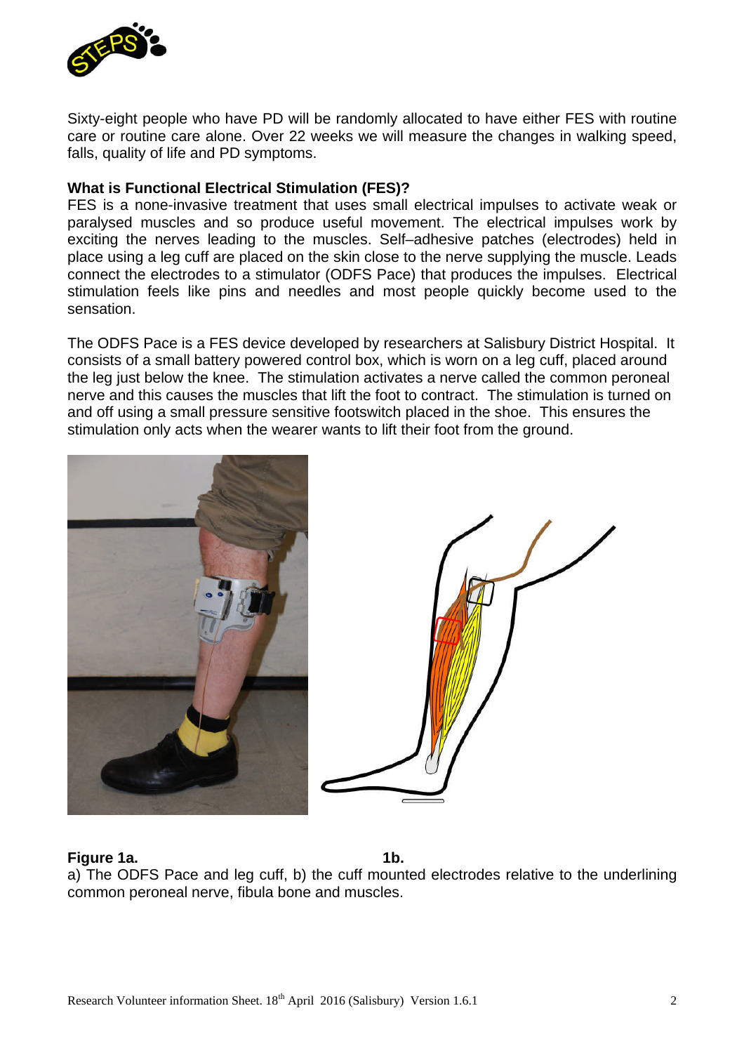Sixty-eight people who have PD will be randomly allocated to have either FES with routine care or routine care alone. Over 22 weeks we will measure the changes in walking speed, falls, quality of life and PD symptoms.

**What is Functional Electrical Stimulation (FES)?**

FES is a none-invasive treatment that uses small electrical impulses to activate weak or paralysed muscles and so produce useful movement. The electrical impulses work by exciting the nerves leading to the muscles. Self–adhesive patches (electrodes) held in place using a leg cuff are placed on the skin close to the nerve supplying the muscle. Leads connect the electrodes to a stimulator (ODFS Pace) that produces the impulses. Electrical stimulation feels like pins and needles and most people quickly become used to the sensation.

The ODFS Pace is a FES device developed by researchers at Salisbury District Hospital. It consists of a small battery powered control box, which is worn on a leg cuff, placed around the leg just below the knee. The stimulation activates a nerve called the common peroneal nerve and this causes the muscles that lift the foot to contract. The stimulation is turned on and off using a small pressure sensitive footswitch placed in the shoe. This ensures the stimulation only acts when the wearer wants to lift their foot from the ground.

**Figure 1a.** **1b.**

a) The ODFS Pace and leg cuff, b) the cuff mounted electrodes relative to the underlining common peroneal nerve, fibula bone and muscles.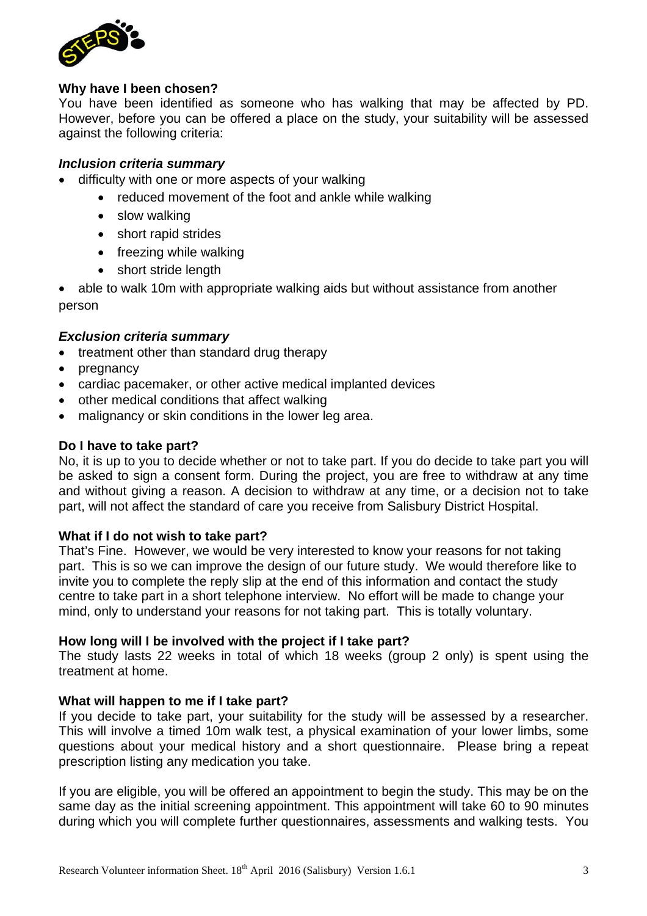**Why have I been chosen?**

You have been identified as someone who has walking that may be affected by PD. However, before you can be offered a place on the study, your suitability will be assessed against the following criteria:

***Inclusion criteria summary***

- difficulty with one or more aspects of your walking
    - reduced movement of the foot and ankle while walking
    - slow walking
    - short rapid strides
    - freezing while walking
    - short stride length
- able to walk 10m with appropriate walking aids but without assistance from another person

***Exclusion criteria summary***

- treatment other than standard drug therapy
- pregnancy
- cardiac pacemaker, or other active medical implanted devices
- other medical conditions that affect walking
- malignancy or skin conditions in the lower leg area.

**Do I have to take part?**

No, it is up to you to decide whether or not to take part. If you do decide to take part you will be asked to sign a consent form. During the project, you are free to withdraw at any time and without giving a reason. A decision to withdraw at any time, or a decision not to take part, will not affect the standard of care you receive from Salisbury District Hospital.

**What if I do not wish to take part?**

That's Fine. However, we would be very interested to know your reasons for not taking part. This is so we can improve the design of our future study. We would therefore like to invite you to complete the reply slip at the end of this information and contact the study centre to take part in a short telephone interview. No effort will be made to change your mind, only to understand your reasons for not taking part. This is totally voluntary.

**How long will I be involved with the project if I take part?**

The study lasts 22 weeks in total of which 18 weeks (group 2 only) is spent using the treatment at home.

**What will happen to me if I take part?**

If you decide to take part, your suitability for the study will be assessed by a researcher. This will involve a timed 10m walk test, a physical examination of your lower limbs, some questions about your medical history and a short questionnaire. Please bring a repeat prescription listing any medication you take.

If you are eligible, you will be offered an appointment to begin the study. This may be on the same day as the initial screening appointment. This appointment will take 60 to 90 minutes during which you will complete further questionnaires, assessments and walking tests. You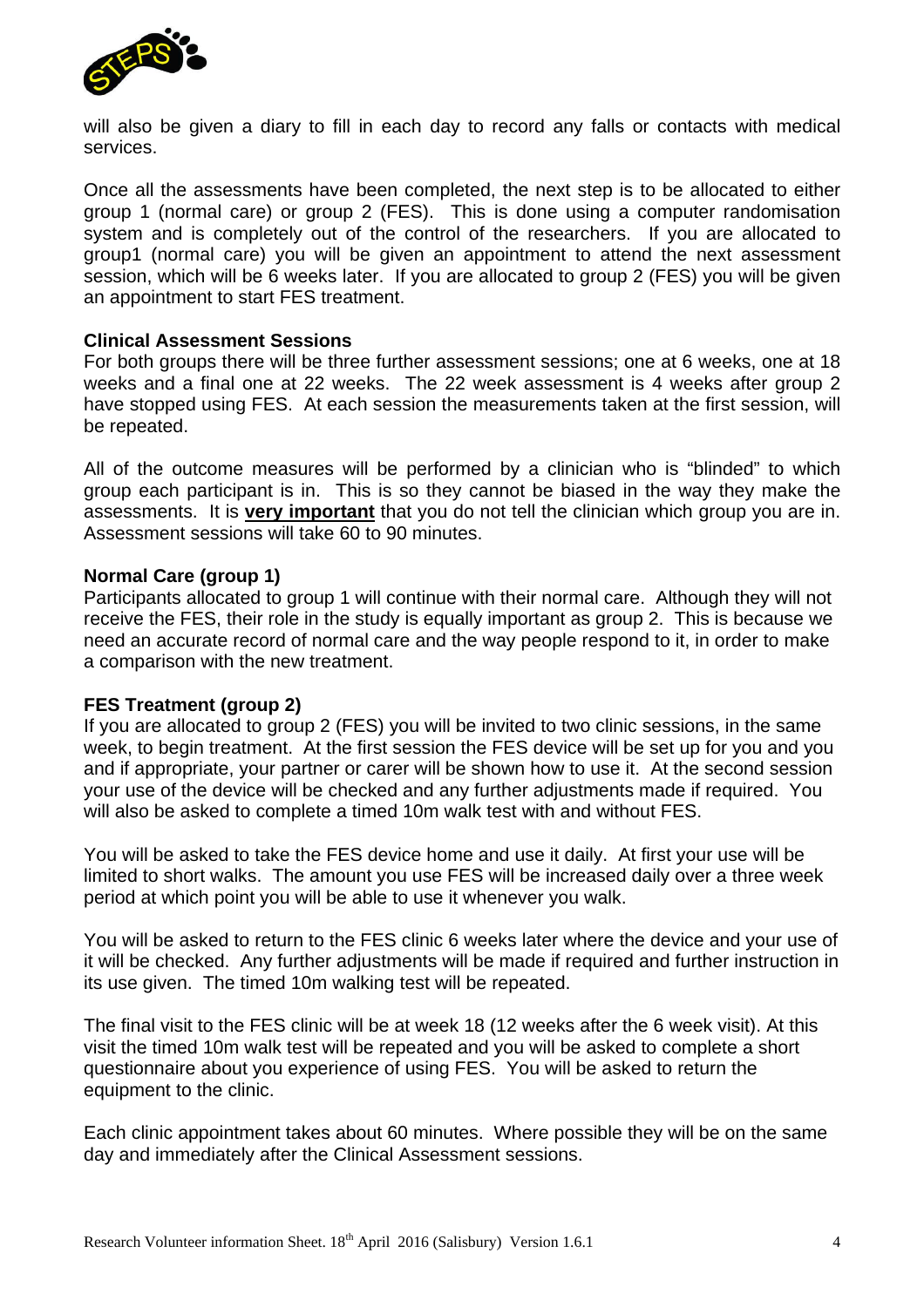will also be given a diary to fill in each day to record any falls or contacts with medical services.

Once all the assessments have been completed, the next step is to be allocated to either group 1 (normal care) or group 2 (FES). This is done using a computer randomisation system and is completely out of the control of the researchers. If you are allocated to group1 (normal care) you will be given an appointment to attend the next assessment session, which will be 6 weeks later. If you are allocated to group 2 (FES) you will be given an appointment to start FES treatment.

**Clinical Assessment Sessions**

For both groups there will be three further assessment sessions; one at 6 weeks, one at 18 weeks and a final one at 22 weeks. The 22 week assessment is 4 weeks after group 2 have stopped using FES. At each session the measurements taken at the first session, will be repeated.

All of the outcome measures will be performed by a clinician who is "blinded" to which group each participant is in. This is so they cannot be biased in the way they make the assessments. It is **<u>very important</u>** that you do not tell the clinician which group you are in. Assessment sessions will take 60 to 90 minutes.

**Normal Care (group 1)**

Participants allocated to group 1 will continue with their normal care. Although they will not receive the FES, their role in the study is equally important as group 2. This is because we need an accurate record of normal care and the way people respond to it, in order to make a comparison with the new treatment.

**FES Treatment (group 2)**

If you are allocated to group 2 (FES) you will be invited to two clinic sessions, in the same week, to begin treatment. At the first session the FES device will be set up for you and you and if appropriate, your partner or carer will be shown how to use it. At the second session your use of the device will be checked and any further adjustments made if required. You will also be asked to complete a timed 10m walk test with and without FES.

You will be asked to take the FES device home and use it daily. At first your use will be limited to short walks. The amount you use FES will be increased daily over a three week period at which point you will be able to use it whenever you walk.

You will be asked to return to the FES clinic 6 weeks later where the device and your use of it will be checked. Any further adjustments will be made if required and further instruction in its use given. The timed 10m walking test will be repeated.

The final visit to the FES clinic will be at week 18 (12 weeks after the 6 week visit). At this visit the timed 10m walk test will be repeated and you will be asked to complete a short questionnaire about you experience of using FES. You will be asked to return the equipment to the clinic.

Each clinic appointment takes about 60 minutes. Where possible they will be on the same day and immediately after the Clinical Assessment sessions.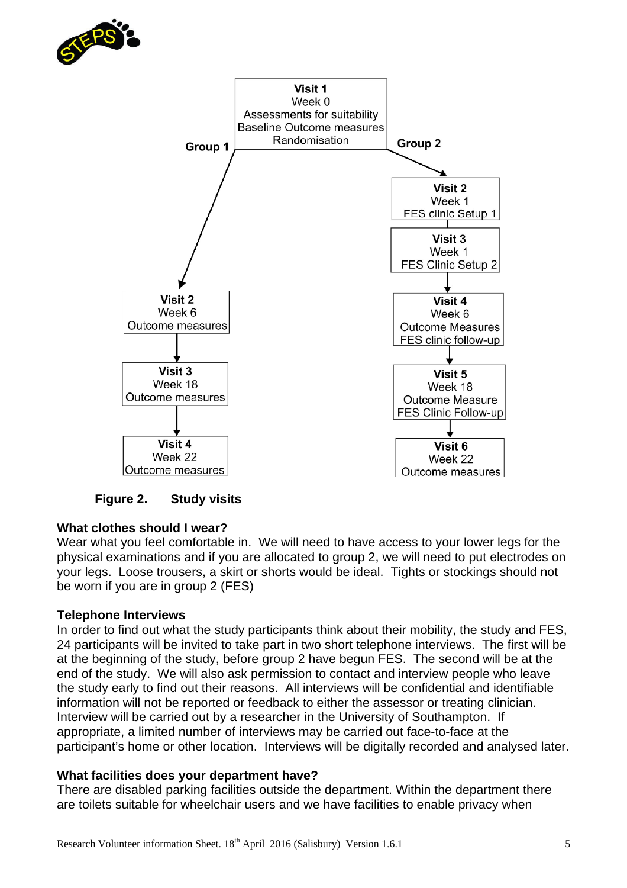Visit 1
Week 0
Assessments for suitability
Baseline Outcome measures
Randomisation

Group 1

Visit 2
Week 6
Outcome measures

Visit 3
Week 18
Outcome measures

Visit 4
Week 22
Outcome measures

Group 2

Visit 2
Week 1
FES clinic Setup 1

Visit 3
Week 1
FES Clinic Setup 2

Visit 4
Week 6
Outcome Measures
FES clinic follow-up

Visit 5
Week 18
Outcome Measure
FES Clinic Follow-up

Visit 6
Week 22
Outcome measures

**Figure 2. Study visits**

### What clothes should I wear?

Wear what you feel comfortable in. We will need to have access to your lower legs for the physical examinations and if you are allocated to group 2, we will need to put electrodes on your legs. Loose trousers, a skirt or shorts would be ideal. Tights or stockings should not be worn if you are in group 2 (FES)

### Telephone Interviews

In order to find out what the study participants think about their mobility, the study and FES, 24 participants will be invited to take part in two short telephone interviews. The first will be at the beginning of the study, before group 2 have begun FES. The second will be at the end of the study. We will also ask permission to contact and interview people who leave the study early to find out their reasons. All interviews will be confidential and identifiable information will not be reported or feedback to either the assessor or treating clinician. Interview will be carried out by a researcher in the University of Southampton. If appropriate, a limited number of interviews may be carried out face-to-face at the participant's home or other location. Interviews will be digitally recorded and analysed later.

### What facilities does your department have?

There are disabled parking facilities outside the department. Within the department there are toilets suitable for wheelchair users and we have facilities to enable privacy when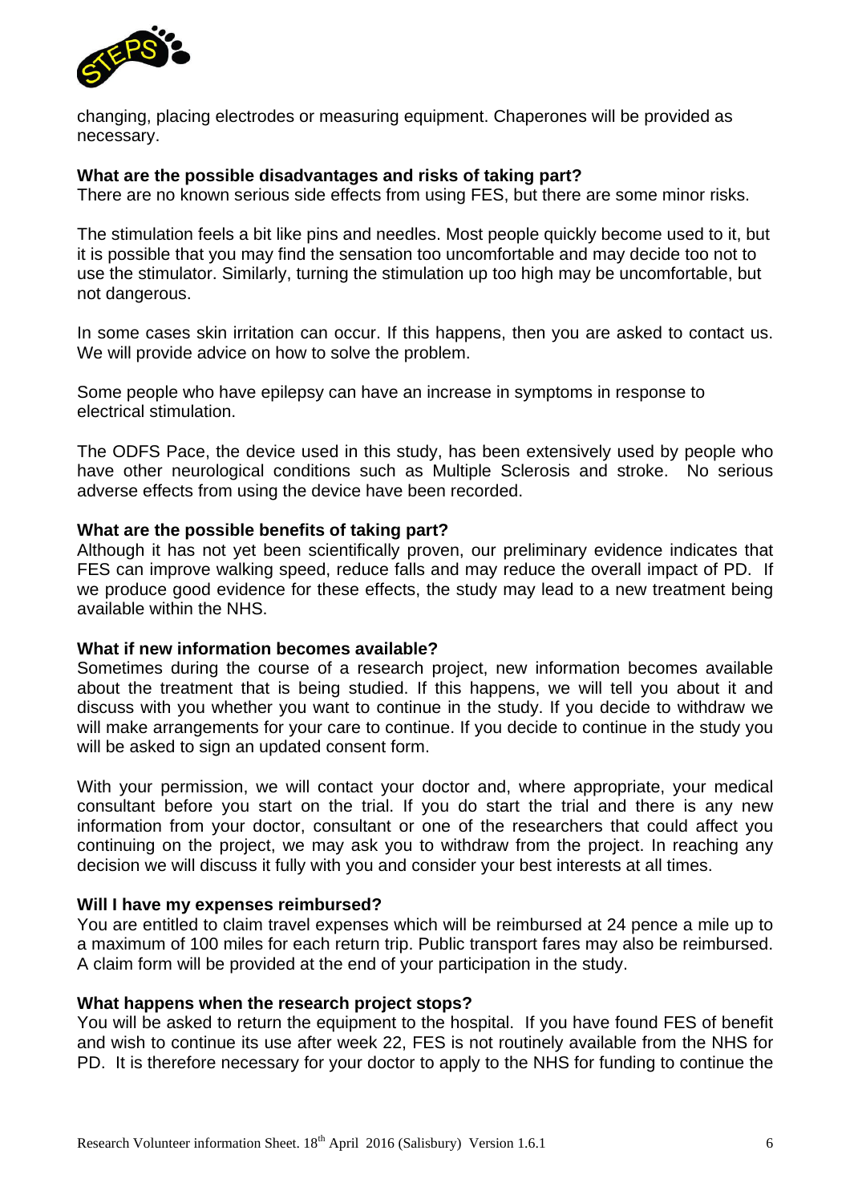changing, placing electrodes or measuring equipment. Chaperones will be provided as necessary.

**What are the possible disadvantages and risks of taking part?**
There are no known serious side effects from using FES, but there are some minor risks.

The stimulation feels a bit like pins and needles. Most people quickly become used to it, but it is possible that you may find the sensation too uncomfortable and may decide too not to use the stimulator. Similarly, turning the stimulation up too high may be uncomfortable, but not dangerous.

In some cases skin irritation can occur. If this happens, then you are asked to contact us. We will provide advice on how to solve the problem.

Some people who have epilepsy can have an increase in symptoms in response to electrical stimulation.

The ODFS Pace, the device used in this study, has been extensively used by people who have other neurological conditions such as Multiple Sclerosis and stroke. No serious adverse effects from using the device have been recorded.

**What are the possible benefits of taking part?**
Although it has not yet been scientifically proven, our preliminary evidence indicates that FES can improve walking speed, reduce falls and may reduce the overall impact of PD. If we produce good evidence for these effects, the study may lead to a new treatment being available within the NHS.

**What if new information becomes available?**
Sometimes during the course of a research project, new information becomes available about the treatment that is being studied. If this happens, we will tell you about it and discuss with you whether you want to continue in the study. If you decide to withdraw we will make arrangements for your care to continue. If you decide to continue in the study you will be asked to sign an updated consent form.

With your permission, we will contact your doctor and, where appropriate, your medical consultant before you start on the trial. If you do start the trial and there is any new information from your doctor, consultant or one of the researchers that could affect you continuing on the project, we may ask you to withdraw from the project. In reaching any decision we will discuss it fully with you and consider your best interests at all times.

**Will I have my expenses reimbursed?**
You are entitled to claim travel expenses which will be reimbursed at 24 pence a mile up to a maximum of 100 miles for each return trip. Public transport fares may also be reimbursed. A claim form will be provided at the end of your participation in the study.

**What happens when the research project stops?**
You will be asked to return the equipment to the hospital. If you have found FES of benefit and wish to continue its use after week 22, FES is not routinely available from the NHS for PD. It is therefore necessary for your doctor to apply to the NHS for funding to continue the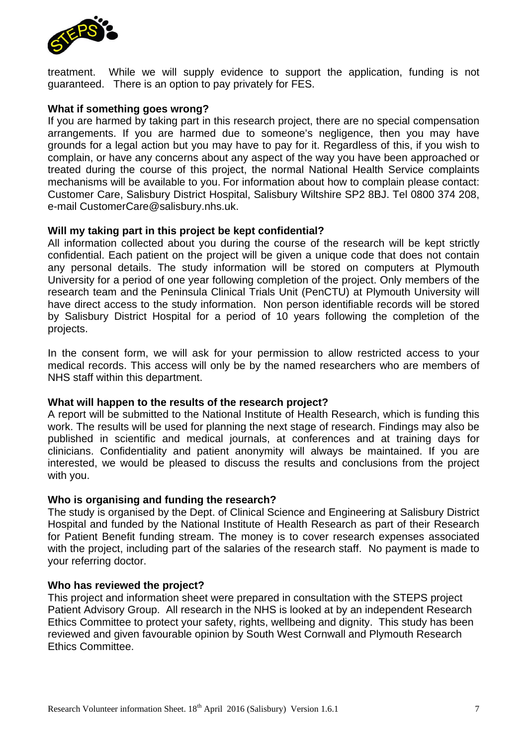treatment. While we will supply evidence to support the application, funding is not guaranteed. There is an option to pay privately for FES.

**What if something goes wrong?**

If you are harmed by taking part in this research project, there are no special compensation arrangements. If you are harmed due to someone's negligence, then you may have grounds for a legal action but you may have to pay for it. Regardless of this, if you wish to complain, or have any concerns about any aspect of the way you have been approached or treated during the course of this project, the normal National Health Service complaints mechanisms will be available to you. For information about how to complain please contact: Customer Care, Salisbury District Hospital, Salisbury Wiltshire SP2 8BJ. Tel 0800 374 208, e-mail CustomerCare@salisbury.nhs.uk.

**Will my taking part in this project be kept confidential?**

All information collected about you during the course of the research will be kept strictly confidential. Each patient on the project will be given a unique code that does not contain any personal details. The study information will be stored on computers at Plymouth University for a period of one year following completion of the project. Only members of the research team and the Peninsula Clinical Trials Unit (PenCTU) at Plymouth University will have direct access to the study information. Non person identifiable records will be stored by Salisbury District Hospital for a period of 10 years following the completion of the projects.

In the consent form, we will ask for your permission to allow restricted access to your medical records. This access will only be by the named researchers who are members of NHS staff within this department.

**What will happen to the results of the research project?**

A report will be submitted to the National Institute of Health Research, which is funding this work. The results will be used for planning the next stage of research. Findings may also be published in scientific and medical journals, at conferences and at training days for clinicians. Confidentiality and patient anonymity will always be maintained. If you are interested, we would be pleased to discuss the results and conclusions from the project with you.

**Who is organising and funding the research?**

The study is organised by the Dept. of Clinical Science and Engineering at Salisbury District Hospital and funded by the National Institute of Health Research as part of their Research for Patient Benefit funding stream. The money is to cover research expenses associated with the project, including part of the salaries of the research staff. No payment is made to your referring doctor.

**Who has reviewed the project?**

This project and information sheet were prepared in consultation with the STEPS project Patient Advisory Group. All research in the NHS is looked at by an independent Research Ethics Committee to protect your safety, rights, wellbeing and dignity. This study has been reviewed and given favourable opinion by South West Cornwall and Plymouth Research Ethics Committee.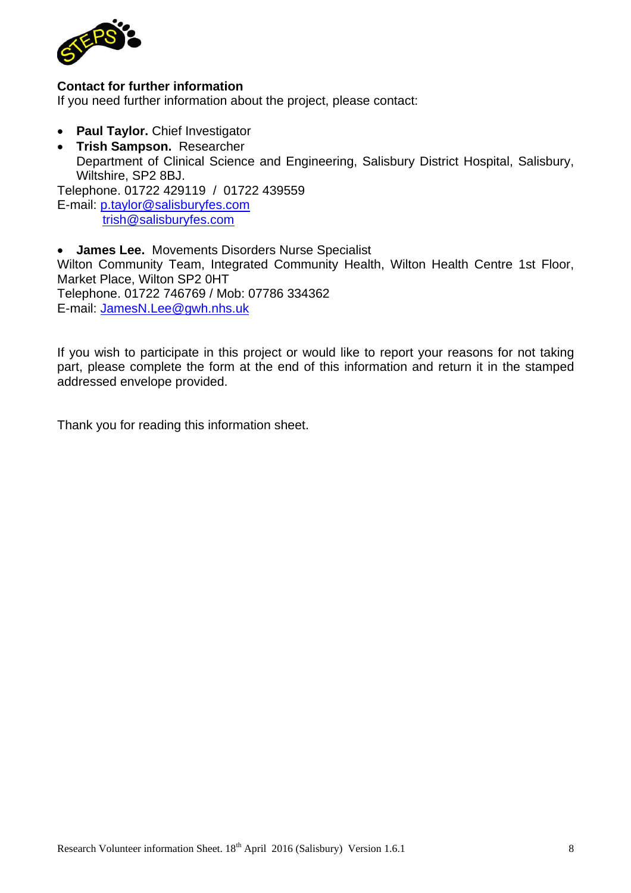**Contact for further information**

If you need further information about the project, please contact:

- **Paul Taylor.** Chief Investigator
- **Trish Sampson.** Researcher
  Department of Clinical Science and Engineering, Salisbury District Hospital, Salisbury, Wiltshire, SP2 8BJ.

Telephone. 01722 429119 / 01722 439559
E-mail: p.taylor@salisburyfes.com
trish@salisburyfes.com

- **James Lee.** Movements Disorders Nurse Specialist

Wilton Community Team, Integrated Community Health, Wilton Health Centre 1st Floor, Market Place, Wilton SP2 0HT
Telephone. 01722 746769 / Mob: 07786 334362
E-mail: JamesN.Lee@gwh.nhs.uk

If you wish to participate in this project or would like to report your reasons for not taking part, please complete the form at the end of this information and return it in the stamped addressed envelope provided.

Thank you for reading this information sheet.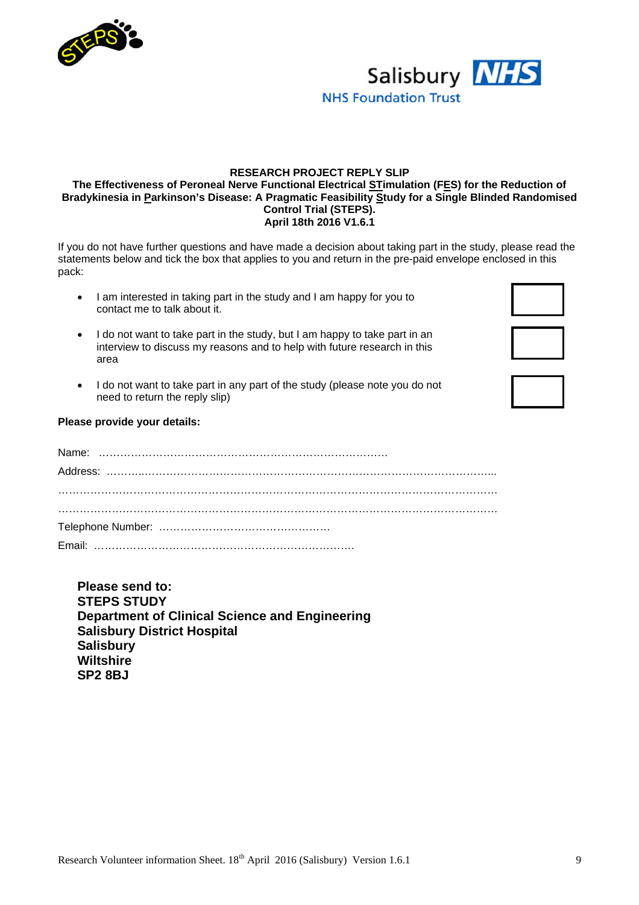**RESEARCH PROJECT REPLY SLIP**

**The Effectiveness of Peroneal Nerve Functional Electrical STimulation (FES) for the Reduction of Bradykinesia in Parkinson's Disease: A Pragmatic Feasibility Study for a Single Blinded Randomised Control Trial (STEPS).**

**April 18th 2016 V1.6.1**

If you do not have further questions and have made a decision about taking part in the study, please read the statements below and tick the box that applies to you and return in the pre-paid envelope enclosed in this pack:

- I am interested in taking part in the study and I am happy for you to contact me to talk about it. ☐
- I do not want to take part in the study, but I am happy to take part in an interview to discuss my reasons and to help with future research in this area ☐
- I do not want to take part in any part of the study (please note you do not need to return the reply slip) ☐

**Please provide your details:**

Name: ……………………………………………………………………….

Address: ………..……………………………………………………………………………………...

…………………………………………………………………………………………………………….

…………………………………………………………………………………………………………….

Telephone Number: ………………………………………….

Email: ………………………………………………………………….

**Please send to:**
**STEPS STUDY**
**Department of Clinical Science and Engineering**
**Salisbury District Hospital**
**Salisbury**
**Wiltshire**
**SP2 8BJ**